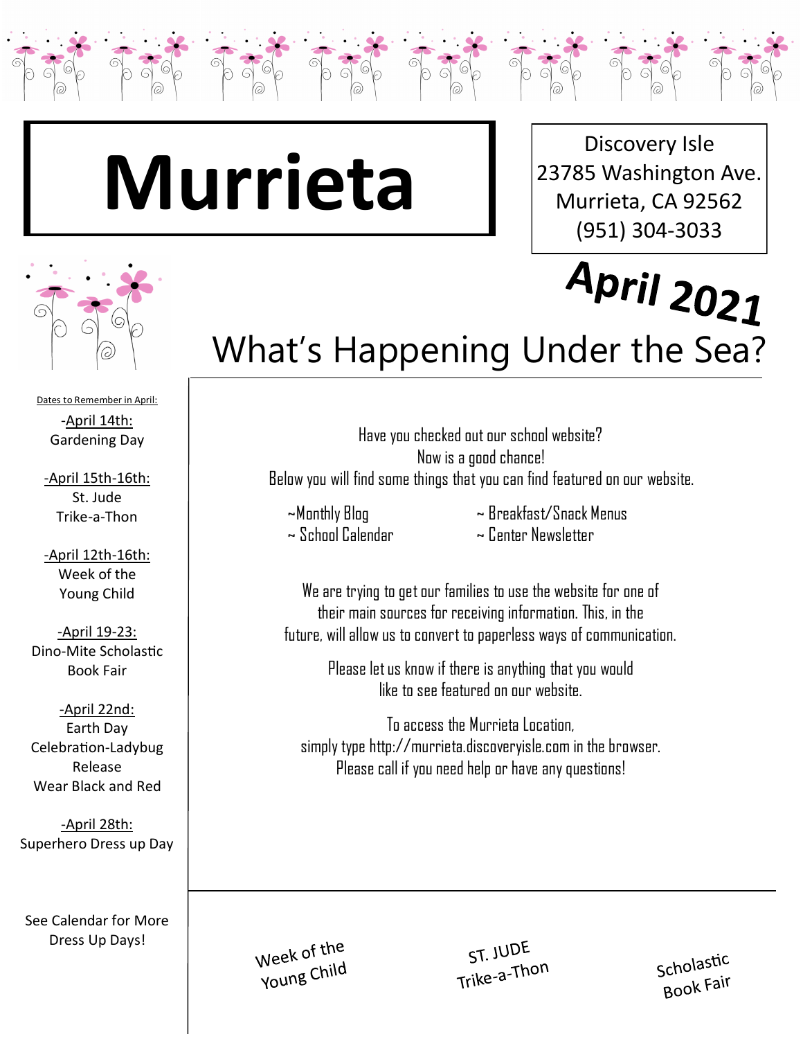# Murrieta

Discovery Isle
23785 Washington Ave.
Murrieta, CA 92562
(951) 304-3033

## April 2021

## What's Happening Under the Sea?

Dates to Remember in April:

-April 14th:
Gardening Day

-April 15th-16th:
St. Jude
Trike-a-Thon

-April 12th-16th:
Week of the
Young Child

-April 19-23:
Dino-Mite Scholastic
Book Fair

-April 22nd:
Earth Day
Celebration-Ladybug
Release
Wear Black and Red

-April 28th:
Superhero Dress up Day

See Calendar for More
Dress Up Days!

Have you checked out our school website?
Now is a good chance!
Below you will find some things that you can find featured on our website.

- ~Monthly Blog
- ~ School Calendar
- ~ Breakfast/Snack Menus
- ~ Center Newsletter

We are trying to get our families to use the website for one of their main sources for receiving information. This, in the future, will allow us to convert to paperless ways of communication.

Please let us know if there is anything that you would like to see featured on our website.

To access the Murrieta Location,
simply type http://murrieta.discoveryisle.com in the browser.
Please call if you need help or have any questions!

Week of the Young Child

ST. JUDE Trike-a-Thon

Scholastic Book Fair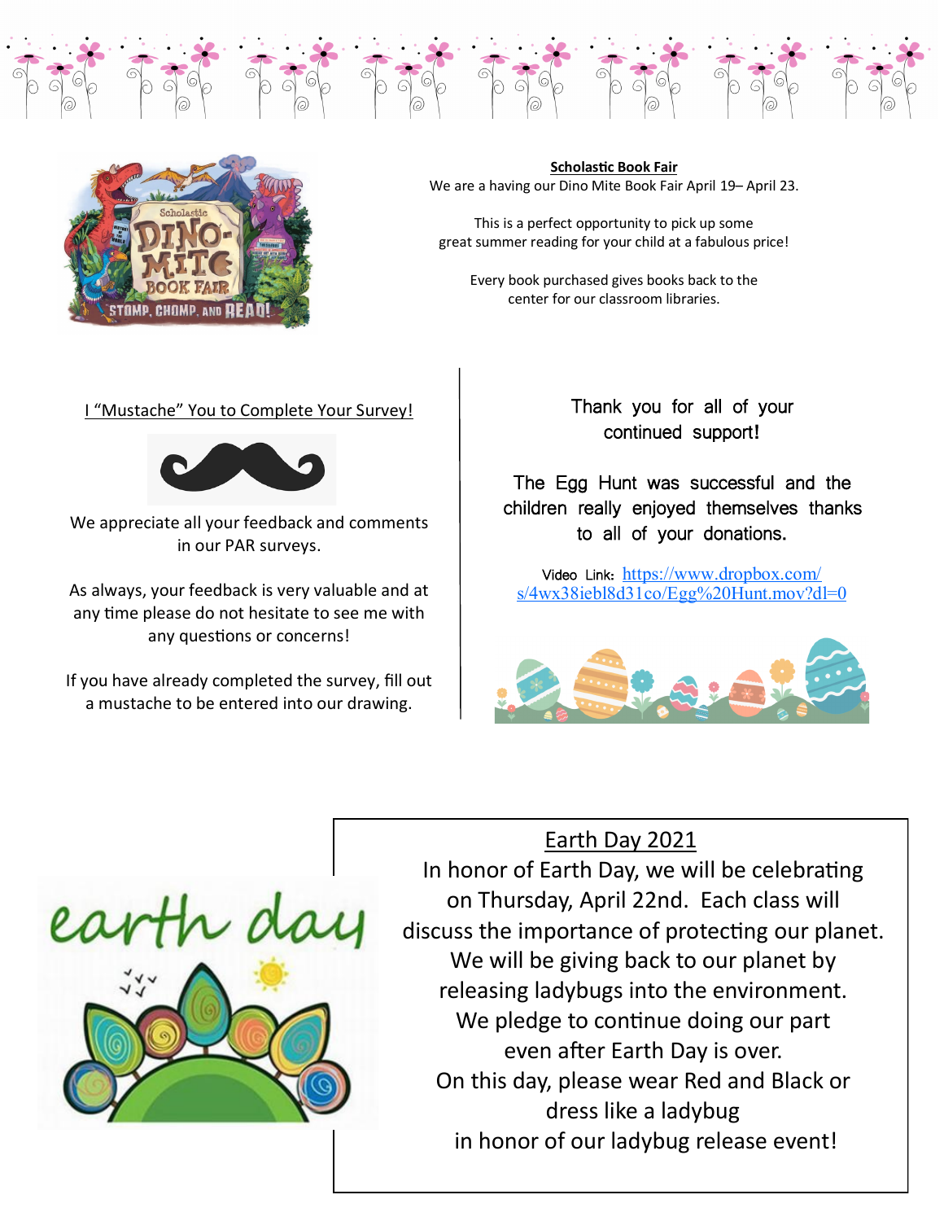## Scholastic Book Fair

We are a having our Dino Mite Book Fair April 19– April 23.

This is a perfect opportunity to pick up some great summer reading for your child at a fabulous price!

Every book purchased gives books back to the center for our classroom libraries.

## I "Mustache" You to Complete Your Survey!

We appreciate all your feedback and comments in our PAR surveys.

As always, your feedback is very valuable and at any time please do not hesitate to see me with any questions or concerns!

If you have already completed the survey, fill out a mustache to be entered into our drawing.

Thank you for all of your continued support!

The Egg Hunt was successful and the children really enjoyed themselves thanks to all of your donations.

Video Link: https://www.dropbox.com/s/4wx38iebl8d31co/Egg%20Hunt.mov?dl=0

## Earth Day 2021

In honor of Earth Day, we will be celebrating on Thursday, April 22nd. Each class will discuss the importance of protecting our planet. We will be giving back to our planet by releasing ladybugs into the environment. We pledge to continue doing our part even after Earth Day is over. On this day, please wear Red and Black or dress like a ladybug in honor of our ladybug release event!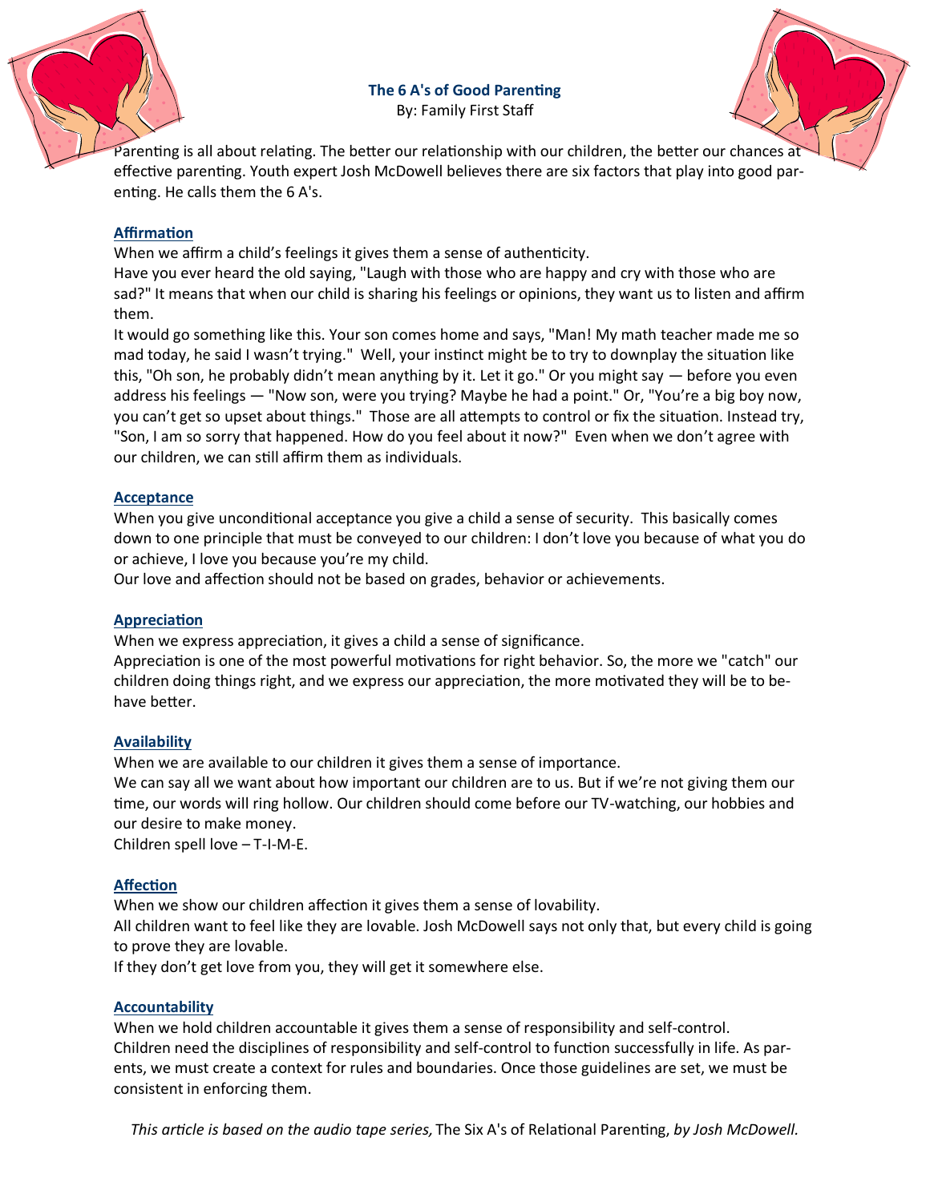## The 6 A's of Good Parenting

By: Family First Staff

Parenting is all about relating. The better our relationship with our children, the better our chances at effective parenting. Youth expert Josh McDowell believes there are six factors that play into good parenting. He calls them the 6 A's.

### Affirmation

When we affirm a child's feelings it gives them a sense of authenticity.

Have you ever heard the old saying, "Laugh with those who are happy and cry with those who are sad?" It means that when our child is sharing his feelings or opinions, they want us to listen and affirm them.

It would go something like this. Your son comes home and says, "Man! My math teacher made me so mad today, he said I wasn't trying." Well, your instinct might be to try to downplay the situation like this, "Oh son, he probably didn't mean anything by it. Let it go." Or you might say — before you even address his feelings — "Now son, were you trying? Maybe he had a point." Or, "You're a big boy now, you can't get so upset about things." Those are all attempts to control or fix the situation. Instead try, "Son, I am so sorry that happened. How do you feel about it now?" Even when we don't agree with our children, we can still affirm them as individuals.

### Acceptance

When you give unconditional acceptance you give a child a sense of security. This basically comes down to one principle that must be conveyed to our children: I don't love you because of what you do or achieve, I love you because you're my child.

Our love and affection should not be based on grades, behavior or achievements.

### Appreciation

When we express appreciation, it gives a child a sense of significance.

Appreciation is one of the most powerful motivations for right behavior. So, the more we "catch" our children doing things right, and we express our appreciation, the more motivated they will be to behave better.

### Availability

When we are available to our children it gives them a sense of importance.

We can say all we want about how important our children are to us. But if we're not giving them our time, our words will ring hollow. Our children should come before our TV-watching, our hobbies and our desire to make money.

Children spell love – T-I-M-E.

### Affection

When we show our children affection it gives them a sense of lovability.

All children want to feel like they are lovable. Josh McDowell says not only that, but every child is going to prove they are lovable.

If they don't get love from you, they will get it somewhere else.

### Accountability

When we hold children accountable it gives them a sense of responsibility and self-control.

Children need the disciplines of responsibility and self-control to function successfully in life. As parents, we must create a context for rules and boundaries. Once those guidelines are set, we must be consistent in enforcing them.

*This article is based on the audio tape series,* The Six A's of Relational Parenting, *by Josh McDowell.*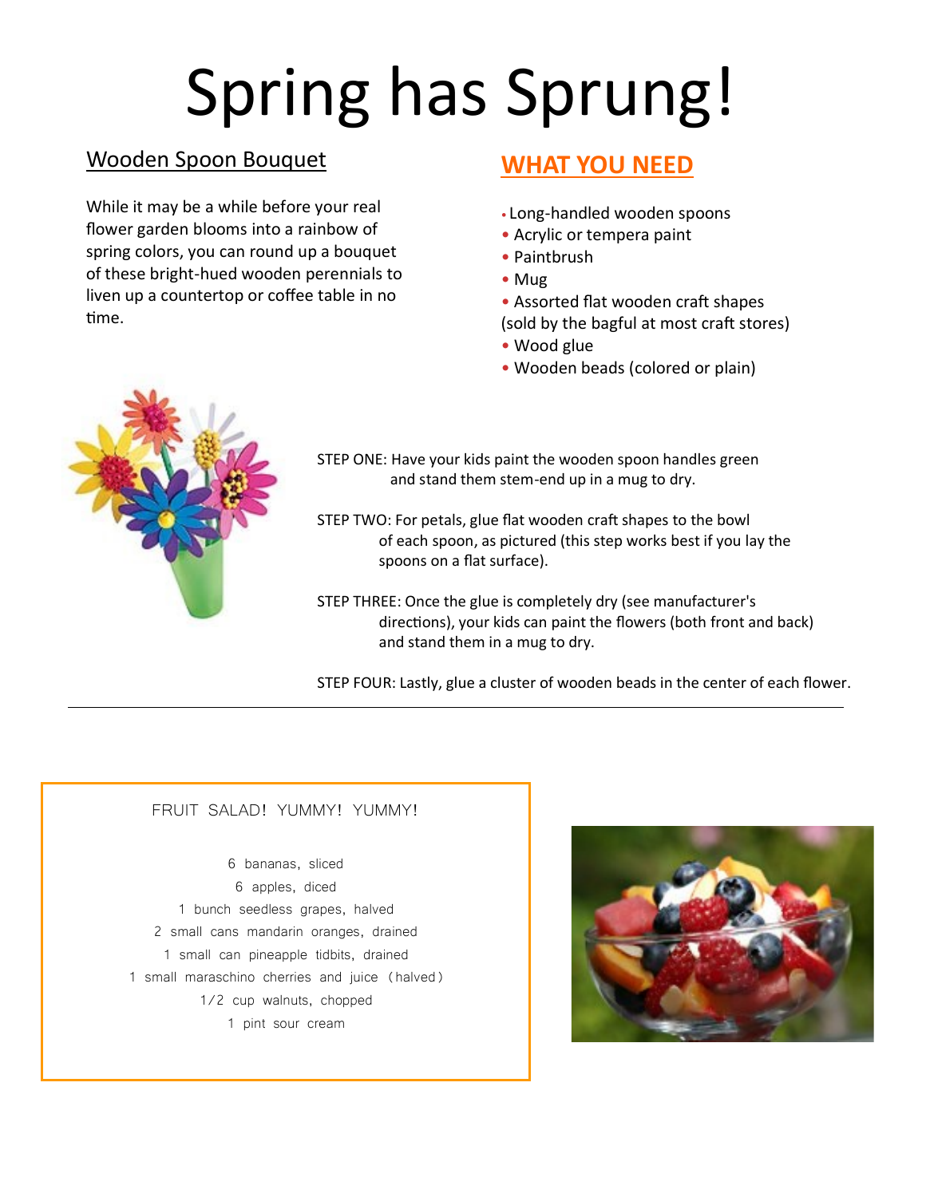# Spring has Sprung!

## Wooden Spoon Bouquet

While it may be a while before your real flower garden blooms into a rainbow of spring colors, you can round up a bouquet of these bright-hued wooden perennials to liven up a countertop or coffee table in no time.

## WHAT YOU NEED

- Long-handled wooden spoons
- Acrylic or tempera paint
- Paintbrush
- Mug
- Assorted flat wooden craft shapes (sold by the bagful at most craft stores)
- Wood glue
- Wooden beads (colored or plain)

STEP ONE: Have your kids paint the wooden spoon handles green and stand them stem-end up in a mug to dry.

STEP TWO: For petals, glue flat wooden craft shapes to the bowl of each spoon, as pictured (this step works best if you lay the spoons on a flat surface).

STEP THREE: Once the glue is completely dry (see manufacturer's directions), your kids can paint the flowers (both front and back) and stand them in a mug to dry.

STEP FOUR: Lastly, glue a cluster of wooden beads in the center of each flower.

---

FRUIT SALAD! YUMMY! YUMMY!

6 bananas, sliced
6 apples, diced
1 bunch seedless grapes, halved
2 small cans mandarin oranges, drained
1 small can pineapple tidbits, drained
1 small maraschino cherries and juice (halved)
1/2 cup walnuts, chopped
1 pint sour cream